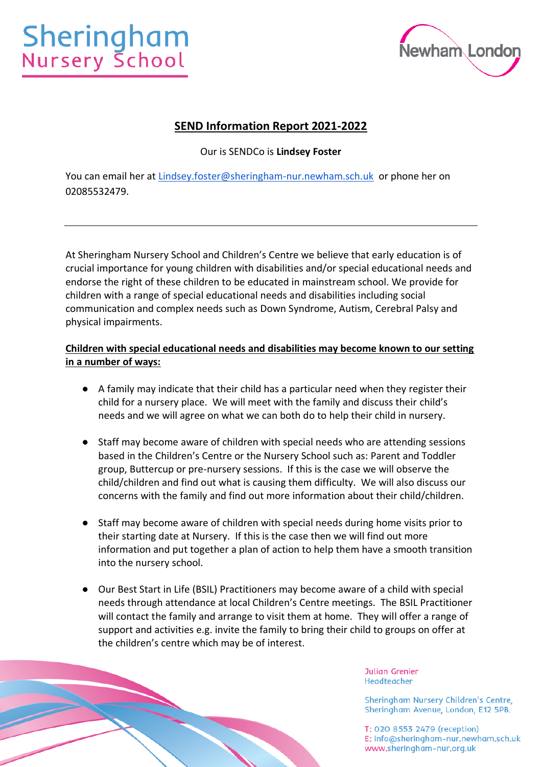Sheringham
Nursery School

Newham London

## SEND Information Report 2021-2022

Our is SENDCo is **Lindsey Foster**

You can email her at Lindsey.foster@sheringham-nur.newham.sch.uk or phone her on 02085532479.

---

At Sheringham Nursery School and Children's Centre we believe that early education is of crucial importance for young children with disabilities and/or special educational needs and endorse the right of these children to be educated in mainstream school. We provide for children with a range of special educational needs and disabilities including social communication and complex needs such as Down Syndrome, Autism, Cerebral Palsy and physical impairments.

**Children with special educational needs and disabilities may become known to our setting in a number of ways:**

- A family may indicate that their child has a particular need when they register their child for a nursery place. We will meet with the family and discuss their child's needs and we will agree on what we can both do to help their child in nursery.
- Staff may become aware of children with special needs who are attending sessions based in the Children's Centre or the Nursery School such as: Parent and Toddler group, Buttercup or pre-nursery sessions. If this is the case we will observe the child/children and find out what is causing them difficulty. We will also discuss our concerns with the family and find out more information about their child/children.
- Staff may become aware of children with special needs during home visits prior to their starting date at Nursery. If this is the case then we will find out more information and put together a plan of action to help them have a smooth transition into the nursery school.
- Our Best Start in Life (BSIL) Practitioners may become aware of a child with special needs through attendance at local Children's Centre meetings. The BSIL Practitioner will contact the family and arrange to visit them at home. They will offer a range of support and activities e.g. invite the family to bring their child to groups on offer at the children's centre which may be of interest.

Julian Grenier
Headteacher

Sheringham Nursery Children's Centre,
Sheringham Avenue, London, E12 5PB.

T: 020 8553 2479 (reception)
E: info@sheringham-nur.newham.sch.uk
www.sheringham-nur.org.uk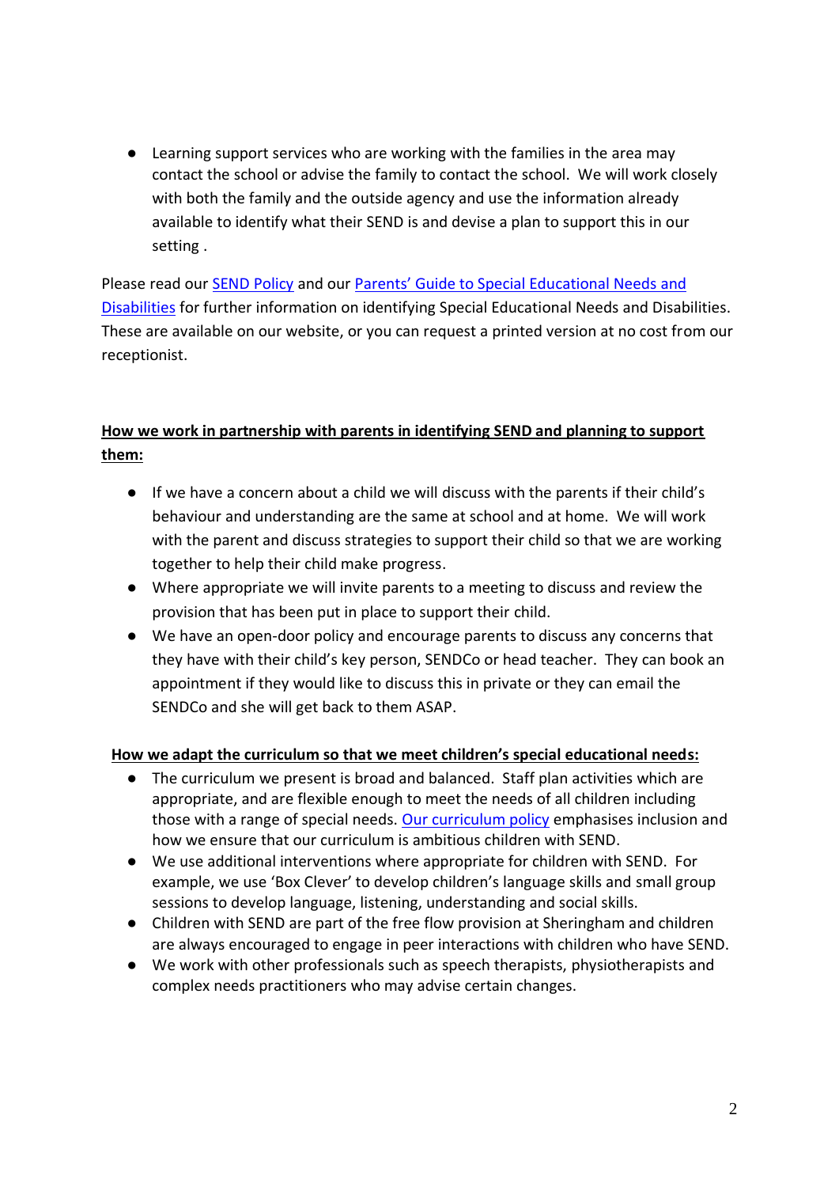- Learning support services who are working with the families in the area may contact the school or advise the family to contact the school. We will work closely with both the family and the outside agency and use the information already available to identify what their SEND is and devise a plan to support this in our setting .

Please read our SEND Policy and our Parents' Guide to Special Educational Needs and Disabilities for further information on identifying Special Educational Needs and Disabilities. These are available on our website, or you can request a printed version at no cost from our receptionist.

**How we work in partnership with parents in identifying SEND and planning to support them:**

- If we have a concern about a child we will discuss with the parents if their child's behaviour and understanding are the same at school and at home. We will work with the parent and discuss strategies to support their child so that we are working together to help their child make progress.
- Where appropriate we will invite parents to a meeting to discuss and review the provision that has been put in place to support their child.
- We have an open-door policy and encourage parents to discuss any concerns that they have with their child's key person, SENDCo or head teacher. They can book an appointment if they would like to discuss this in private or they can email the SENDCo and she will get back to them ASAP.

**How we adapt the curriculum so that we meet children's special educational needs:**

- The curriculum we present is broad and balanced. Staff plan activities which are appropriate, and are flexible enough to meet the needs of all children including those with a range of special needs. Our curriculum policy emphasises inclusion and how we ensure that our curriculum is ambitious children with SEND.
- We use additional interventions where appropriate for children with SEND. For example, we use 'Box Clever' to develop children's language skills and small group sessions to develop language, listening, understanding and social skills.
- Children with SEND are part of the free flow provision at Sheringham and children are always encouraged to engage in peer interactions with children who have SEND.
- We work with other professionals such as speech therapists, physiotherapists and complex needs practitioners who may advise certain changes.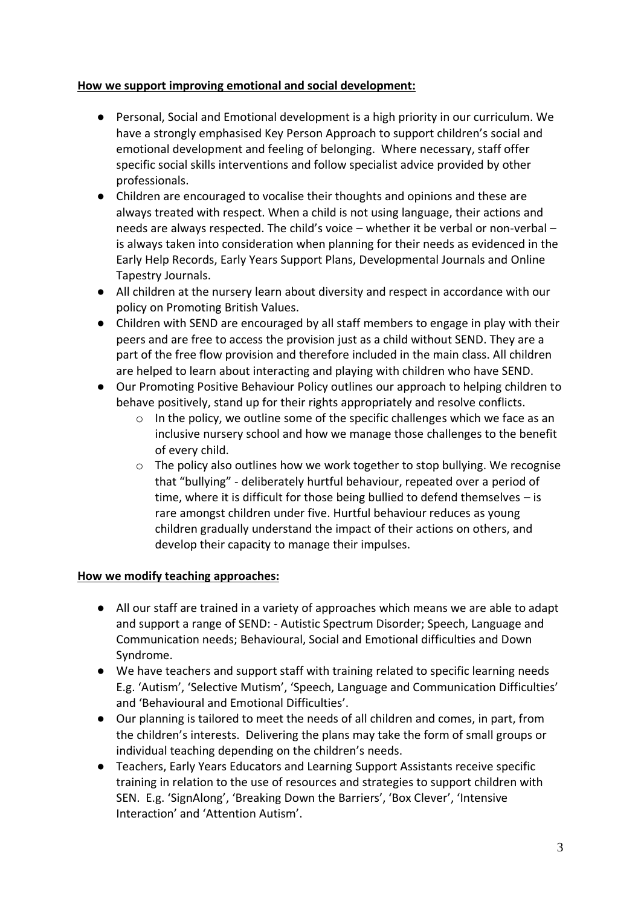**How we support improving emotional and social development:**

- Personal, Social and Emotional development is a high priority in our curriculum. We have a strongly emphasised Key Person Approach to support children's social and emotional development and feeling of belonging. Where necessary, staff offer specific social skills interventions and follow specialist advice provided by other professionals.
- Children are encouraged to vocalise their thoughts and opinions and these are always treated with respect. When a child is not using language, their actions and needs are always respected. The child's voice – whether it be verbal or non-verbal – is always taken into consideration when planning for their needs as evidenced in the Early Help Records, Early Years Support Plans, Developmental Journals and Online Tapestry Journals.
- All children at the nursery learn about diversity and respect in accordance with our policy on Promoting British Values.
- Children with SEND are encouraged by all staff members to engage in play with their peers and are free to access the provision just as a child without SEND. They are a part of the free flow provision and therefore included in the main class. All children are helped to learn about interacting and playing with children who have SEND.
- Our Promoting Positive Behaviour Policy outlines our approach to helping children to behave positively, stand up for their rights appropriately and resolve conflicts.
    - In the policy, we outline some of the specific challenges which we face as an inclusive nursery school and how we manage those challenges to the benefit of every child.
    - The policy also outlines how we work together to stop bullying. We recognise that "bullying" - deliberately hurtful behaviour, repeated over a period of time, where it is difficult for those being bullied to defend themselves – is rare amongst children under five. Hurtful behaviour reduces as young children gradually understand the impact of their actions on others, and develop their capacity to manage their impulses.

**How we modify teaching approaches:**

- All our staff are trained in a variety of approaches which means we are able to adapt and support a range of SEND: - Autistic Spectrum Disorder; Speech, Language and Communication needs; Behavioural, Social and Emotional difficulties and Down Syndrome.
- We have teachers and support staff with training related to specific learning needs E.g. 'Autism', 'Selective Mutism', 'Speech, Language and Communication Difficulties' and 'Behavioural and Emotional Difficulties'.
- Our planning is tailored to meet the needs of all children and comes, in part, from the children's interests. Delivering the plans may take the form of small groups or individual teaching depending on the children's needs.
- Teachers, Early Years Educators and Learning Support Assistants receive specific training in relation to the use of resources and strategies to support children with SEN. E.g. 'SignAlong', 'Breaking Down the Barriers', 'Box Clever', 'Intensive Interaction' and 'Attention Autism'.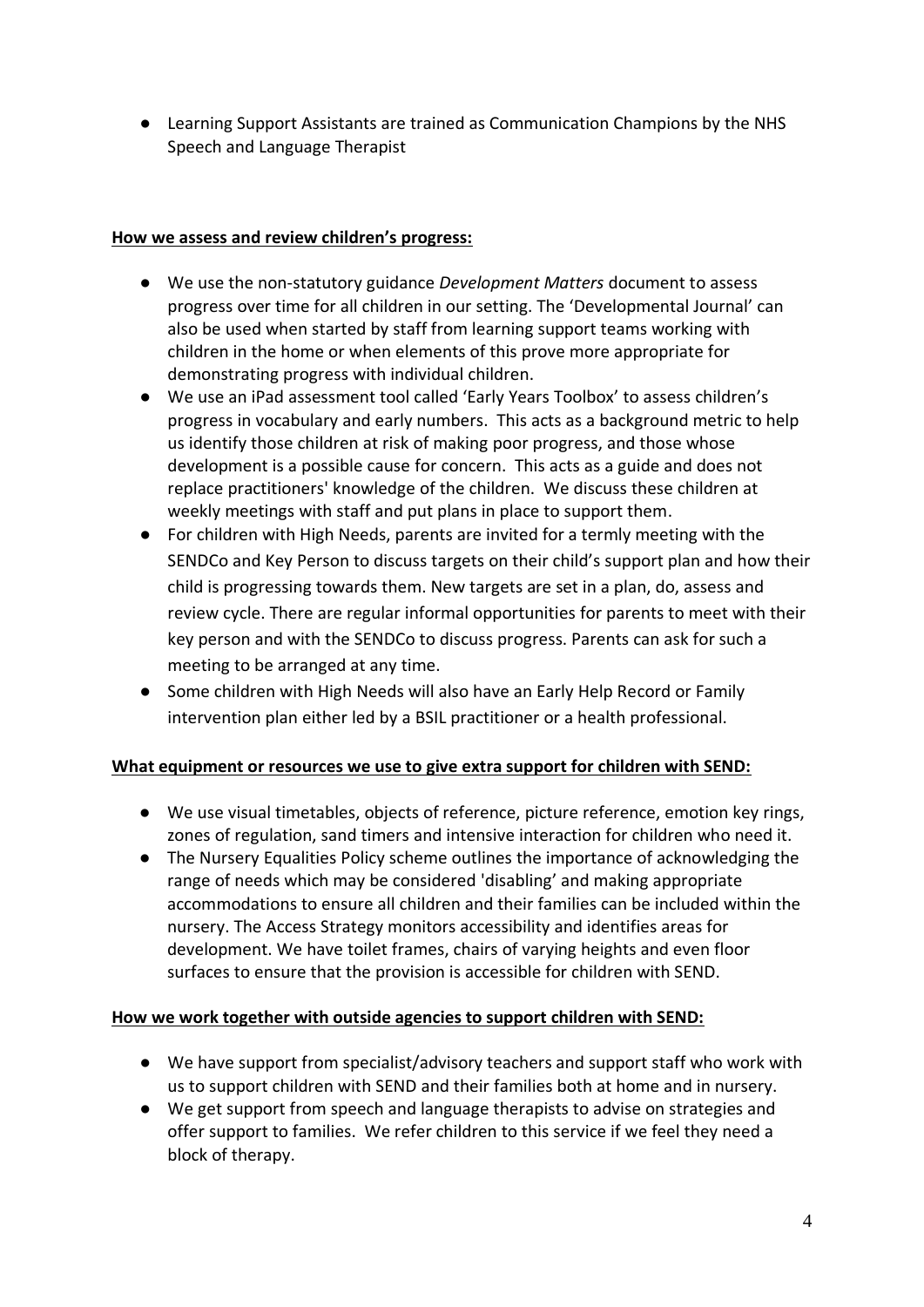- Learning Support Assistants are trained as Communication Champions by the NHS Speech and Language Therapist

**How we assess and review children's progress:**

- We use the non-statutory guidance *Development Matters* document to assess progress over time for all children in our setting. The 'Developmental Journal' can also be used when started by staff from learning support teams working with children in the home or when elements of this prove more appropriate for demonstrating progress with individual children.
- We use an iPad assessment tool called 'Early Years Toolbox' to assess children's progress in vocabulary and early numbers. This acts as a background metric to help us identify those children at risk of making poor progress, and those whose development is a possible cause for concern. This acts as a guide and does not replace practitioners' knowledge of the children. We discuss these children at weekly meetings with staff and put plans in place to support them.
- For children with High Needs, parents are invited for a termly meeting with the SENDCo and Key Person to discuss targets on their child's support plan and how their child is progressing towards them. New targets are set in a plan, do, assess and review cycle. There are regular informal opportunities for parents to meet with their key person and with the SENDCo to discuss progress. Parents can ask for such a meeting to be arranged at any time.
- Some children with High Needs will also have an Early Help Record or Family intervention plan either led by a BSIL practitioner or a health professional.

**What equipment or resources we use to give extra support for children with SEND:**

- We use visual timetables, objects of reference, picture reference, emotion key rings, zones of regulation, sand timers and intensive interaction for children who need it.
- The Nursery Equalities Policy scheme outlines the importance of acknowledging the range of needs which may be considered 'disabling' and making appropriate accommodations to ensure all children and their families can be included within the nursery. The Access Strategy monitors accessibility and identifies areas for development. We have toilet frames, chairs of varying heights and even floor surfaces to ensure that the provision is accessible for children with SEND.

**How we work together with outside agencies to support children with SEND:**

- We have support from specialist/advisory teachers and support staff who work with us to support children with SEND and their families both at home and in nursery.
- We get support from speech and language therapists to advise on strategies and offer support to families. We refer children to this service if we feel they need a block of therapy.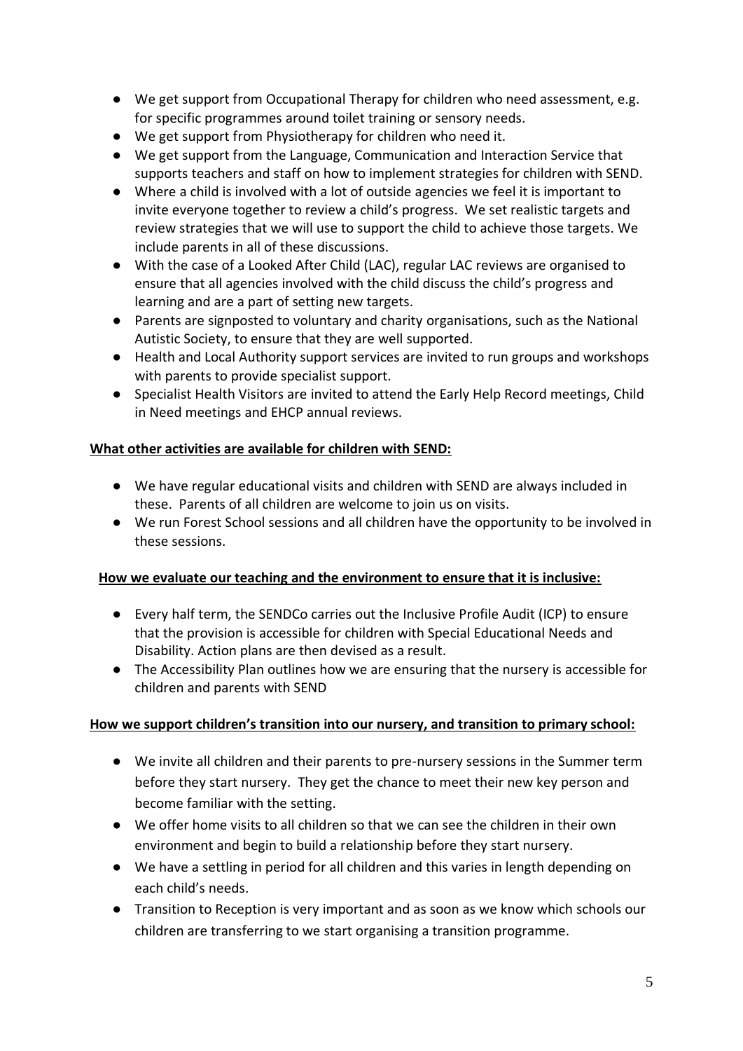- We get support from Occupational Therapy for children who need assessment, e.g. for specific programmes around toilet training or sensory needs.
- We get support from Physiotherapy for children who need it.
- We get support from the Language, Communication and Interaction Service that supports teachers and staff on how to implement strategies for children with SEND.
- Where a child is involved with a lot of outside agencies we feel it is important to invite everyone together to review a child's progress. We set realistic targets and review strategies that we will use to support the child to achieve those targets. We include parents in all of these discussions.
- With the case of a Looked After Child (LAC), regular LAC reviews are organised to ensure that all agencies involved with the child discuss the child's progress and learning and are a part of setting new targets.
- Parents are signposted to voluntary and charity organisations, such as the National Autistic Society, to ensure that they are well supported.
- Health and Local Authority support services are invited to run groups and workshops with parents to provide specialist support.
- Specialist Health Visitors are invited to attend the Early Help Record meetings, Child in Need meetings and EHCP annual reviews.

**What other activities are available for children with SEND:**

- We have regular educational visits and children with SEND are always included in these. Parents of all children are welcome to join us on visits.
- We run Forest School sessions and all children have the opportunity to be involved in these sessions.

**How we evaluate our teaching and the environment to ensure that it is inclusive:**

- Every half term, the SENDCo carries out the Inclusive Profile Audit (ICP) to ensure that the provision is accessible for children with Special Educational Needs and Disability. Action plans are then devised as a result.
- The Accessibility Plan outlines how we are ensuring that the nursery is accessible for children and parents with SEND

**How we support children's transition into our nursery, and transition to primary school:**

- We invite all children and their parents to pre-nursery sessions in the Summer term before they start nursery. They get the chance to meet their new key person and become familiar with the setting.
- We offer home visits to all children so that we can see the children in their own environment and begin to build a relationship before they start nursery.
- We have a settling in period for all children and this varies in length depending on each child's needs.
- Transition to Reception is very important and as soon as we know which schools our children are transferring to we start organising a transition programme.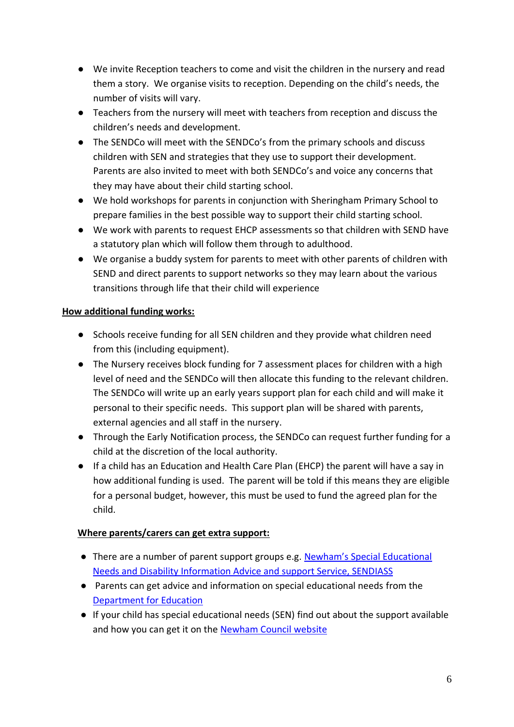- We invite Reception teachers to come and visit the children in the nursery and read them a story. We organise visits to reception. Depending on the child's needs, the number of visits will vary.
- Teachers from the nursery will meet with teachers from reception and discuss the children's needs and development.
- The SENDCo will meet with the SENDCo's from the primary schools and discuss children with SEN and strategies that they use to support their development. Parents are also invited to meet with both SENDCo's and voice any concerns that they may have about their child starting school.
- We hold workshops for parents in conjunction with Sheringham Primary School to prepare families in the best possible way to support their child starting school.
- We work with parents to request EHCP assessments so that children with SEND have a statutory plan which will follow them through to adulthood.
- We organise a buddy system for parents to meet with other parents of children with SEND and direct parents to support networks so they may learn about the various transitions through life that their child will experience

**How additional funding works:**

- Schools receive funding for all SEN children and they provide what children need from this (including equipment).
- The Nursery receives block funding for 7 assessment places for children with a high level of need and the SENDCo will then allocate this funding to the relevant children. The SENDCo will write up an early years support plan for each child and will make it personal to their specific needs. This support plan will be shared with parents, external agencies and all staff in the nursery.
- Through the Early Notification process, the SENDCo can request further funding for a child at the discretion of the local authority.
- If a child has an Education and Health Care Plan (EHCP) the parent will have a say in how additional funding is used. The parent will be told if this means they are eligible for a personal budget, however, this must be used to fund the agreed plan for the child.

**Where parents/carers can get extra support:**

- There are a number of parent support groups e.g. Newham's Special Educational Needs and Disability Information Advice and support Service, SENDIASS
- Parents can get advice and information on special educational needs from the Department for Education
- If your child has special educational needs (SEN) find out about the support available and how you can get it on the Newham Council website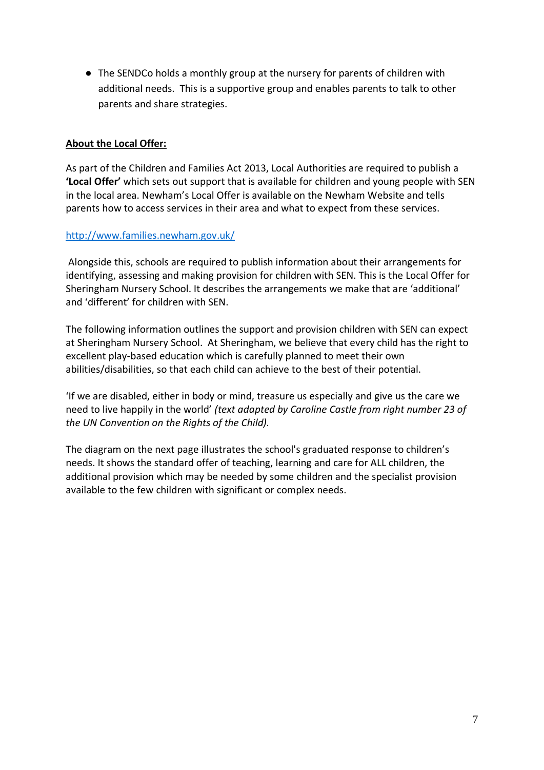- The SENDCo holds a monthly group at the nursery for parents of children with additional needs. This is a supportive group and enables parents to talk to other parents and share strategies.

**About the Local Offer:**

As part of the Children and Families Act 2013, Local Authorities are required to publish a **'Local Offer'** which sets out support that is available for children and young people with SEN in the local area. Newham's Local Offer is available on the Newham Website and tells parents how to access services in their area and what to expect from these services.

[http://www.families.newham.gov.uk/](http://www.families.newham.gov.uk/)

Alongside this, schools are required to publish information about their arrangements for identifying, assessing and making provision for children with SEN. This is the Local Offer for Sheringham Nursery School. It describes the arrangements we make that are 'additional' and 'different' for children with SEN.

The following information outlines the support and provision children with SEN can expect at Sheringham Nursery School. At Sheringham, we believe that every child has the right to excellent play-based education which is carefully planned to meet their own abilities/disabilities, so that each child can achieve to the best of their potential.

'If we are disabled, either in body or mind, treasure us especially and give us the care we need to live happily in the world' *(text adapted by Caroline Castle from right number 23 of the UN Convention on the Rights of the Child).*

The diagram on the next page illustrates the school's graduated response to children's needs. It shows the standard offer of teaching, learning and care for ALL children, the additional provision which may be needed by some children and the specialist provision available to the few children with significant or complex needs.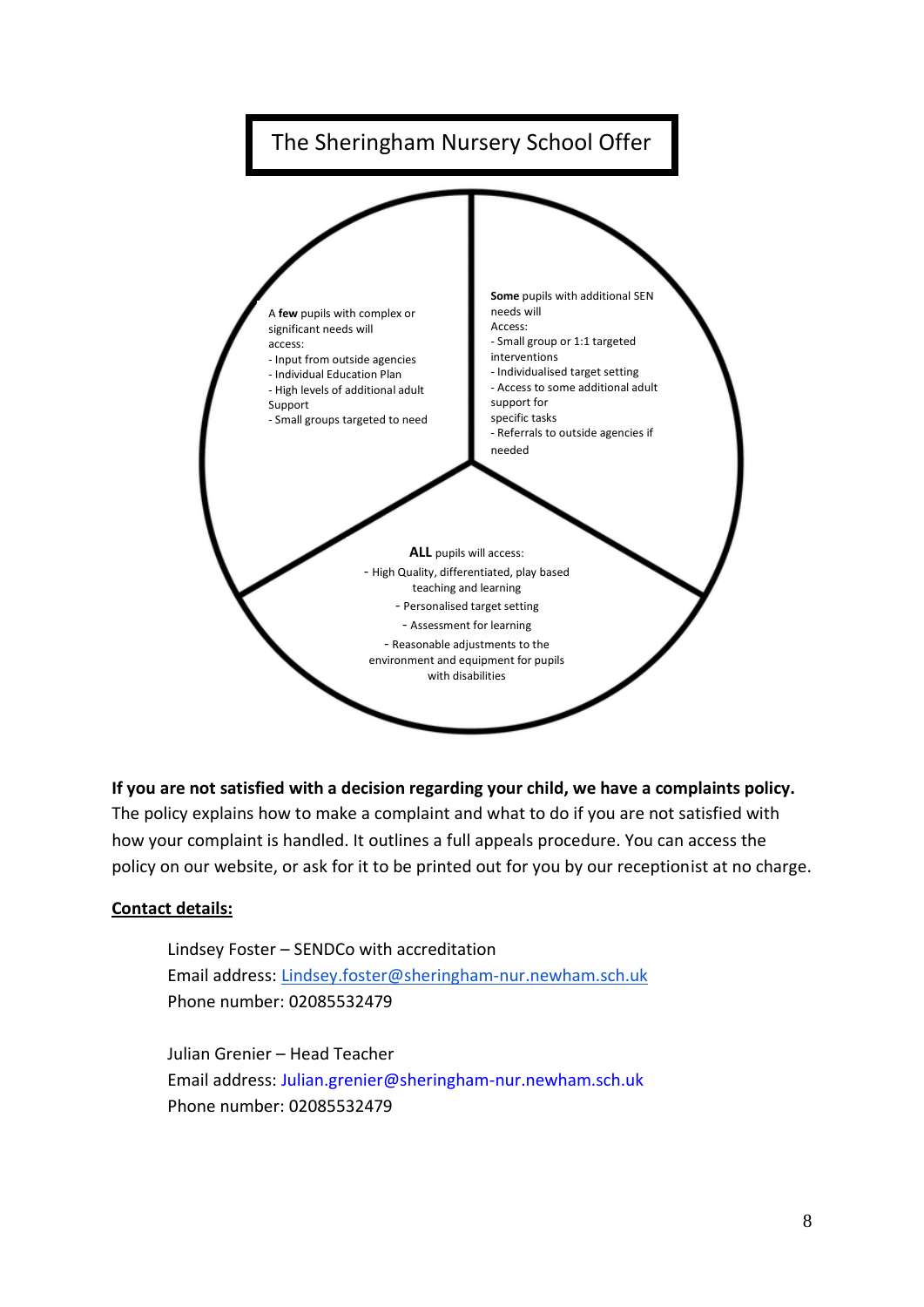# The Sheringham Nursery School Offer

A **few** pupils with complex or significant needs will access:
- Input from outside agencies
- Individual Education Plan
- High levels of additional adult Support
- Small groups targeted to need

**Some** pupils with additional SEN needs will Access:
- Small group or 1:1 targeted interventions
- Individualised target setting
- Access to some additional adult support for specific tasks
- Referrals to outside agencies if needed

**ALL** pupils will access:
- High Quality, differentiated, play based teaching and learning
- Personalised target setting
- Assessment for learning
- Reasonable adjustments to the environment and equipment for pupils with disabilities

**If you are not satisfied with a decision regarding your child, we have a complaints policy.** The policy explains how to make a complaint and what to do if you are not satisfied with how your complaint is handled. It outlines a full appeals procedure. You can access the policy on our website, or ask for it to be printed out for you by our receptionist at no charge.

**Contact details:**

Lindsey Foster – SENDCo with accreditation
Email address: Lindsey.foster@sheringham-nur.newham.sch.uk
Phone number: 02085532479

Julian Grenier – Head Teacher
Email address: Julian.grenier@sheringham-nur.newham.sch.uk
Phone number: 02085532479